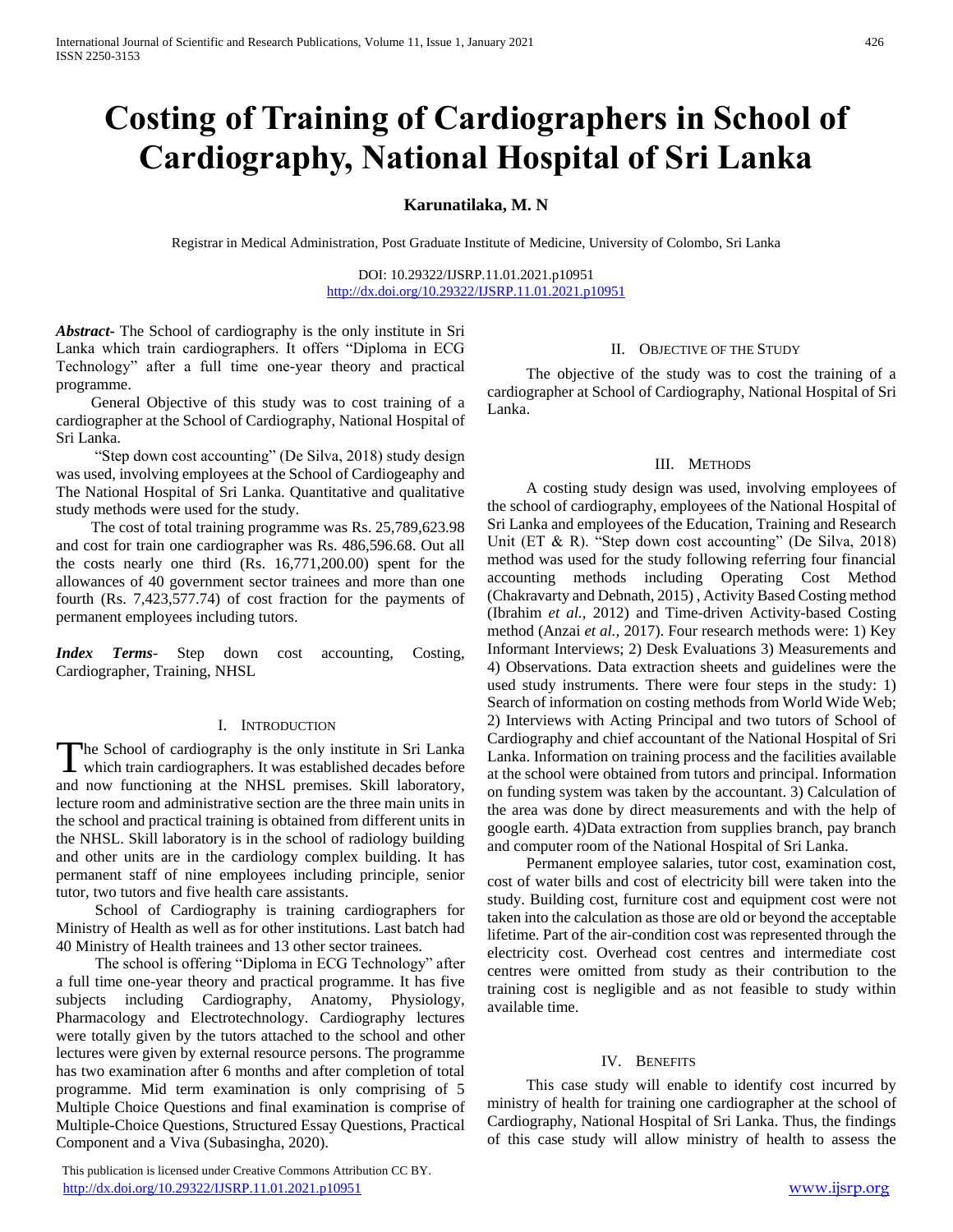# Costing of Training of Cardiographers in School of Cardiography, National Hospital of Sri Lanka

**Karunatilaka, M. N**

Registrar in Medical Administration, Post Graduate Institute of Medicine, University of Colombo, Sri Lanka

DOI: 10.29322/IJSRP.11.01.2021.p10951
http://dx.doi.org/10.29322/IJSRP.11.01.2021.p10951

***Abstract-*** The School of cardiography is the only institute in Sri Lanka which train cardiographers. It offers "Diploma in ECG Technology" after a full time one-year theory and practical programme.

General Objective of this study was to cost training of a cardiographer at the School of Cardiography, National Hospital of Sri Lanka.

"Step down cost accounting" (De Silva, 2018) study design was used, involving employees at the School of Cardiogeaphy and The National Hospital of Sri Lanka. Quantitative and qualitative study methods were used for the study.

The cost of total training programme was Rs. 25,789,623.98 and cost for train one cardiographer was Rs. 486,596.68. Out all the costs nearly one third (Rs. 16,771,200.00) spent for the allowances of 40 government sector trainees and more than one fourth (Rs. 7,423,577.74) of cost fraction for the payments of permanent employees including tutors.

***Index Terms-*** Step down cost accounting, Costing, Cardiographer, Training, NHSL

## I. Introduction

The School of cardiography is the only institute in Sri Lanka which train cardiographers. It was established decades before and now functioning at the NHSL premises. Skill laboratory, lecture room and administrative section are the three main units in the school and practical training is obtained from different units in the NHSL. Skill laboratory is in the school of radiology building and other units are in the cardiology complex building. It has permanent staff of nine employees including principle, senior tutor, two tutors and five health care assistants.

School of Cardiography is training cardiographers for Ministry of Health as well as for other institutions. Last batch had 40 Ministry of Health trainees and 13 other sector trainees.

The school is offering "Diploma in ECG Technology" after a full time one-year theory and practical programme. It has five subjects including Cardiography, Anatomy, Physiology, Pharmacology and Electrotechnology. Cardiography lectures were totally given by the tutors attached to the school and other lectures were given by external resource persons. The programme has two examination after 6 months and after completion of total programme. Mid term examination is only comprising of 5 Multiple Choice Questions and final examination is comprise of Multiple-Choice Questions, Structured Essay Questions, Practical Component and a Viva (Subasingha, 2020).

## II. Objective of the Study

The objective of the study was to cost the training of a cardiographer at School of Cardiography, National Hospital of Sri Lanka.

## III. Methods

A costing study design was used, involving employees of the school of cardiography, employees of the National Hospital of Sri Lanka and employees of the Education, Training and Research Unit (ET & R). "Step down cost accounting" (De Silva, 2018) method was used for the study following referring four financial accounting methods including Operating Cost Method (Chakravarty and Debnath, 2015) , Activity Based Costing method (Ibrahim *et al.,* 2012) and Time-driven Activity-based Costing method (Anzai *et al.,* 2017). Four research methods were: 1) Key Informant Interviews; 2) Desk Evaluations 3) Measurements and 4) Observations. Data extraction sheets and guidelines were the used study instruments. There were four steps in the study: 1) Search of information on costing methods from World Wide Web; 2) Interviews with Acting Principal and two tutors of School of Cardiography and chief accountant of the National Hospital of Sri Lanka. Information on training process and the facilities available at the school were obtained from tutors and principal. Information on funding system was taken by the accountant. 3) Calculation of the area was done by direct measurements and with the help of google earth. 4)Data extraction from supplies branch, pay branch and computer room of the National Hospital of Sri Lanka.

Permanent employee salaries, tutor cost, examination cost, cost of water bills and cost of electricity bill were taken into the study. Building cost, furniture cost and equipment cost were not taken into the calculation as those are old or beyond the acceptable lifetime. Part of the air-condition cost was represented through the electricity cost. Overhead cost centres and intermediate cost centres were omitted from study as their contribution to the training cost is negligible and as not feasible to study within available time.

## IV. Benefits

This case study will enable to identify cost incurred by ministry of health for training one cardiographer at the school of Cardiography, National Hospital of Sri Lanka. Thus, the findings of this case study will allow ministry of health to assess the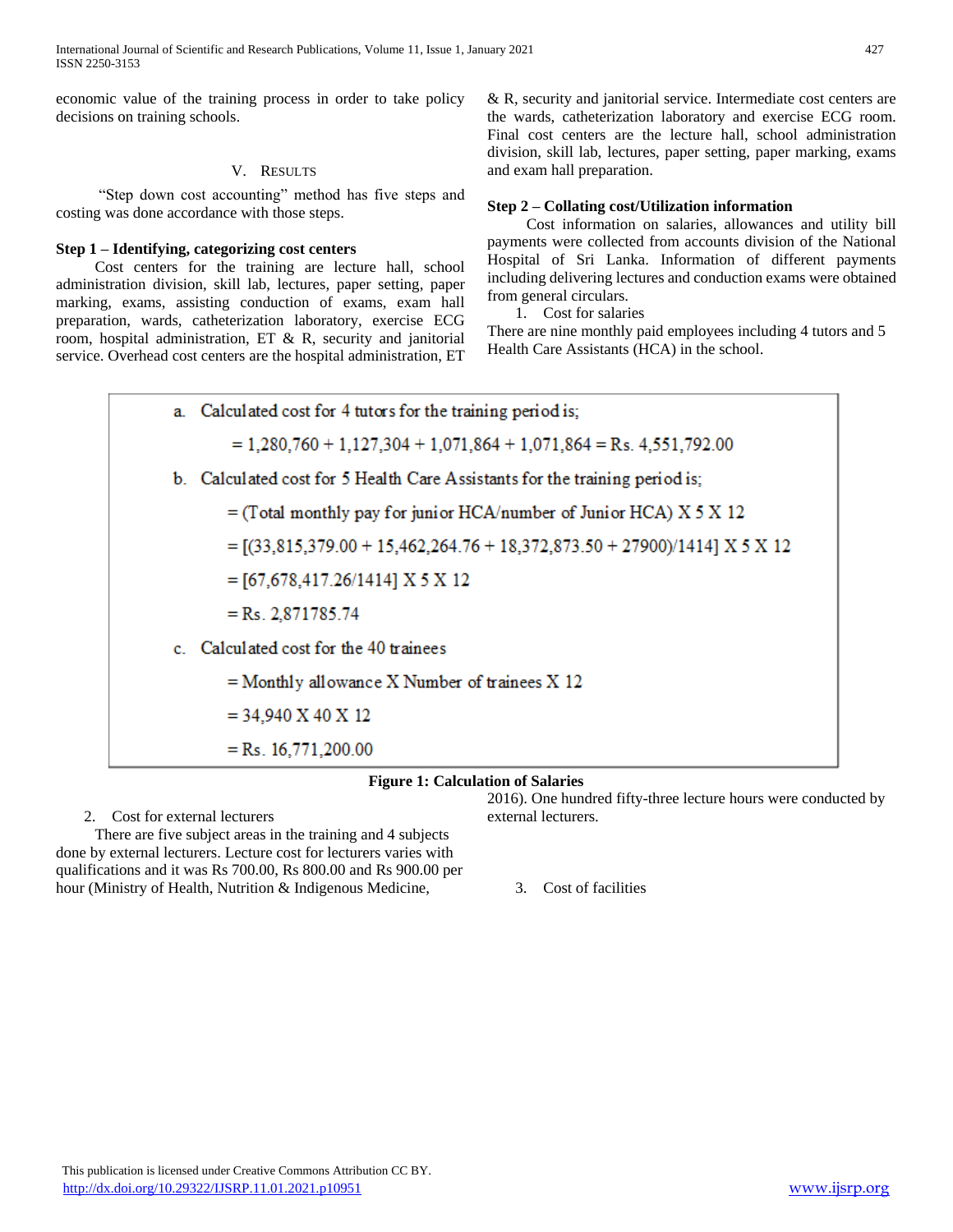economic value of the training process in order to take policy decisions on training schools.

## V. Results

"Step down cost accounting" method has five steps and costing was done accordance with those steps.

**Step 1 – Identifying, categorizing cost centers**

Cost centers for the training are lecture hall, school administration division, skill lab, lectures, paper setting, paper marking, exams, assisting conduction of exams, exam hall preparation, wards, catheterization laboratory, exercise ECG room, hospital administration, ET & R, security and janitorial service. Overhead cost centers are the hospital administration, ET & R, security and janitorial service. Intermediate cost centers are the wards, catheterization laboratory and exercise ECG room. Final cost centers are the lecture hall, school administration division, skill lab, lectures, paper setting, paper marking, exams and exam hall preparation.

**Step 2 – Collating cost/Utilization information**

Cost information on salaries, allowances and utility bill payments were collected from accounts division of the National Hospital of Sri Lanka. Information of different payments including delivering lectures and conduction exams were obtained from general circulars.

1. Cost for salaries

There are nine monthly paid employees including 4 tutors and 5 Health Care Assistants (HCA) in the school.

a. Calculated cost for 4 tutors for the training period is;

$$= 1{,}280{,}760 + 1{,}127{,}304 + 1{,}071{,}864 + 1{,}071{,}864 = \text{Rs. } 4{,}551{,}792.00$$

b. Calculated cost for 5 Health Care Assistants for the training period is;

$$= (\text{Total monthly pay for junior HCA/number of Junior HCA}) \times 5 \times 12$$

$$= [(33{,}815{,}379.00 + 15{,}462{,}264.76 + 18{,}372{,}873.50 + 27900)/1414] \times 5 \times 12$$

$$= [67{,}678{,}417.26/1414] \times 5 \times 12$$

$$= \text{Rs. } 2{,}871785.74$$

c. Calculated cost for the 40 trainees

$$= \text{Monthly allowance} \times \text{Number of trainees} \times 12$$

$$= 34{,}940 \times 40 \times 12$$

$$= \text{Rs. } 16{,}771{,}200.00$$

**Figure 1: Calculation of Salaries**

2. Cost for external lecturers

There are five subject areas in the training and 4 subjects done by external lecturers. Lecture cost for lecturers varies with qualifications and it was Rs 700.00, Rs 800.00 and Rs 900.00 per hour (Ministry of Health, Nutrition & Indigenous Medicine, 2016). One hundred fifty-three lecture hours were conducted by external lecturers.

3. Cost of facilities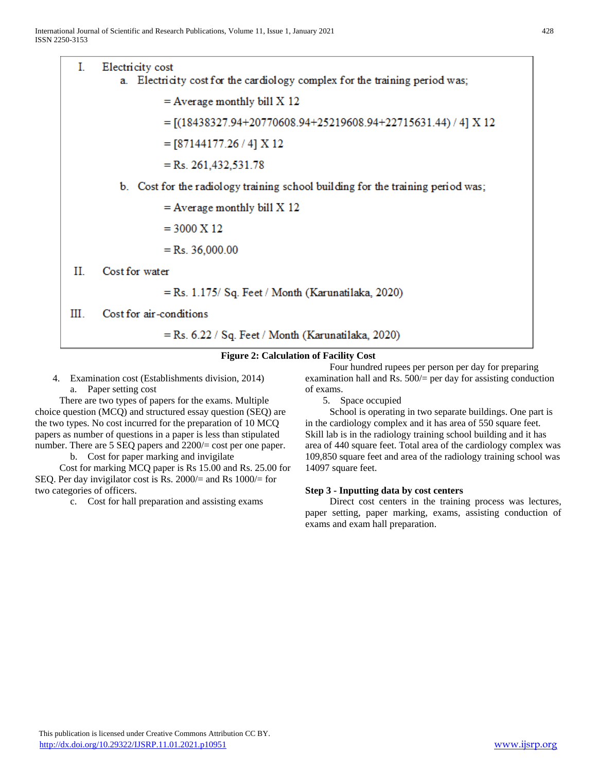I. Electricity cost

a. Electricity cost for the cardiology complex for the training period was;

$$= \text{Average monthly bill} \times 12$$

$$= [(18438327.94+20770608.94+25219608.94+22715631.44) / 4] \times 12$$

$$= [87144177.26 / 4] \times 12$$

$$= \text{Rs. } 261{,}432{,}531.78$$

b. Cost for the radiology training school building for the training period was;

$$= \text{Average monthly bill} \times 12$$

$$= 3000 \times 12$$

$$= \text{Rs. } 36{,}000.00$$

II. Cost for water

= Rs. 1.175/ Sq. Feet / Month (Karunatilaka, 2020)

III. Cost for air-conditions

= Rs. 6.22 / Sq. Feet / Month (Karunatilaka, 2020)

**Figure 2: Calculation of Facility Cost**

4. Examination cost (Establishments division, 2014)

a. Paper setting cost

There are two types of papers for the exams. Multiple choice question (MCQ) and structured essay question (SEQ) are the two types. No cost incurred for the preparation of 10 MCQ papers as number of questions in a paper is less than stipulated number. There are 5 SEQ papers and 2200/= cost per one paper.

b. Cost for paper marking and invigilate

Cost for marking MCQ paper is Rs 15.00 and Rs. 25.00 for SEQ. Per day invigilator cost is Rs. 2000/= and Rs 1000/= for two categories of officers.

c. Cost for hall preparation and assisting exams

Four hundred rupees per person per day for preparing examination hall and Rs. 500/= per day for assisting conduction of exams.

5. Space occupied

School is operating in two separate buildings. One part is in the cardiology complex and it has area of 550 square feet. Skill lab is in the radiology training school building and it has area of 440 square feet. Total area of the cardiology complex was 109,850 square feet and area of the radiology training school was 14097 square feet.

### Step 3 - Inputting data by cost centers

Direct cost centers in the training process was lectures, paper setting, paper marking, exams, assisting conduction of exams and exam hall preparation.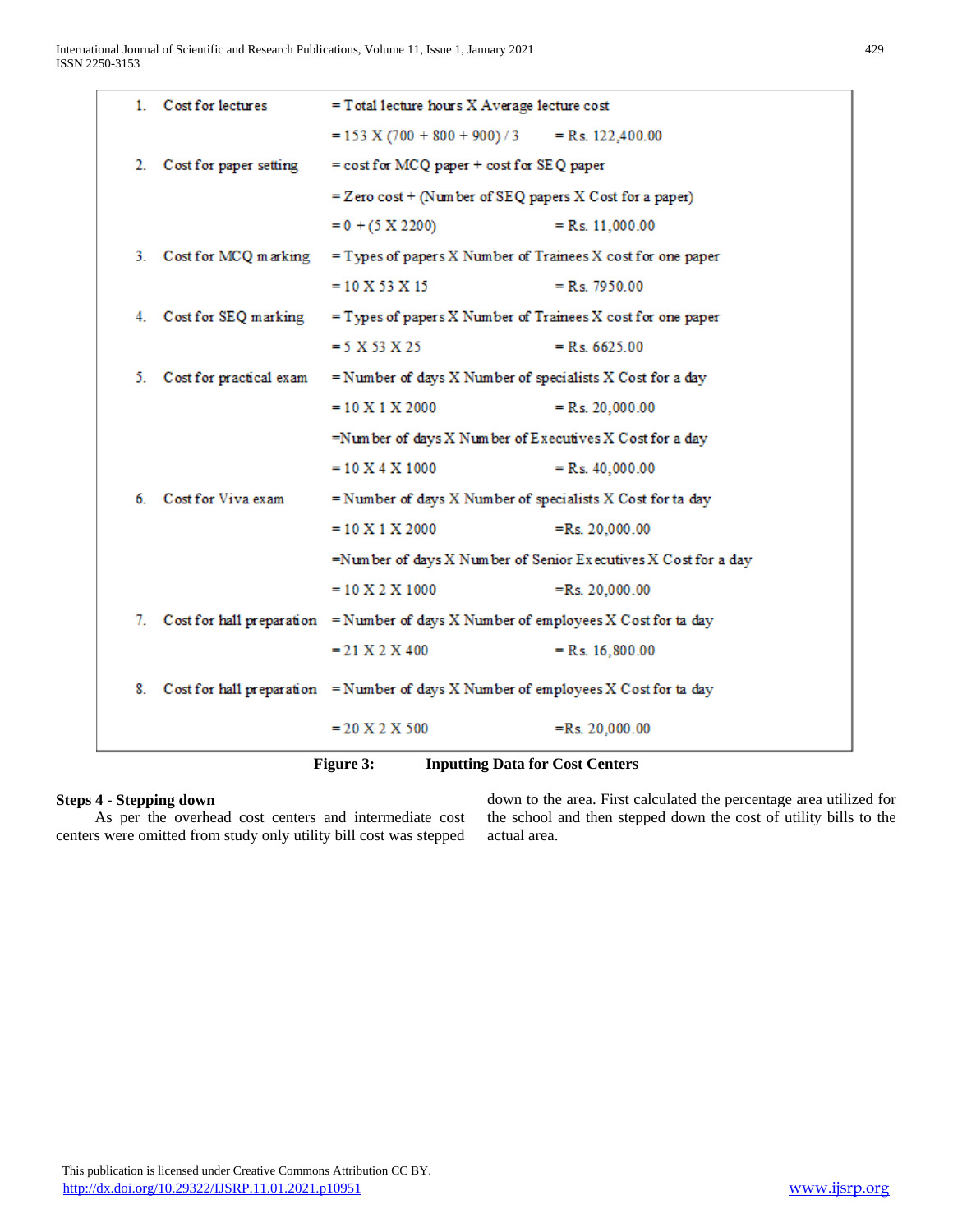| | | | |
|---|---|---|---|
| 1. | Cost for lectures | = Total lecture hours X Average lecture cost | |
| | | = 153 X (700 + 800 + 900) / 3 | = Rs. 122,400.00 |
| 2. | Cost for paper setting | = cost for MCQ paper + cost for SEQ paper | |
| | | = Zero cost + (Number of SEQ papers X Cost for a paper) | |
| | | = 0 + (5 X 2200) | = Rs. 11,000.00 |
| 3. | Cost for MCQ marking | = Types of papers X Number of Trainees X cost for one paper | |
| | | = 10 X 53 X 15 | = Rs. 7950.00 |
| 4. | Cost for SEQ marking | = Types of papers X Number of Trainees X cost for one paper | |
| | | = 5 X 53 X 25 | = Rs. 6625.00 |
| 5. | Cost for practical exam | = Number of days X Number of specialists X Cost for a day | |
| | | = 10 X 1 X 2000 | = Rs. 20,000.00 |
| | | =Number of days X Number of Executives X Cost for a day | |
| | | = 10 X 4 X 1000 | = Rs. 40,000.00 |
| 6. | Cost for Viva exam | = Number of days X Number of specialists X Cost for ta day | |
| | | = 10 X 1 X 2000 | =Rs. 20,000.00 |
| | | =Number of days X Number of Senior Executives X Cost for a day | |
| | | = 10 X 2 X 1000 | =Rs. 20,000.00 |
| 7. | Cost for hall preparation | = Number of days X Number of employees X Cost for ta day | |
| | | = 21 X 2 X 400 | = Rs. 16,800.00 |
| 8. | Cost for hall preparation | = Number of days X Number of employees X Cost for ta day | |
| | | = 20 X 2 X 500 | =Rs. 20,000.00 |

**Figure 3: Inputting Data for Cost Centers**

**Steps 4 - Stepping down**

As per the overhead cost centers and intermediate cost centers were omitted from study only utility bill cost was stepped down to the area. First calculated the percentage area utilized for the school and then stepped down the cost of utility bills to the actual area.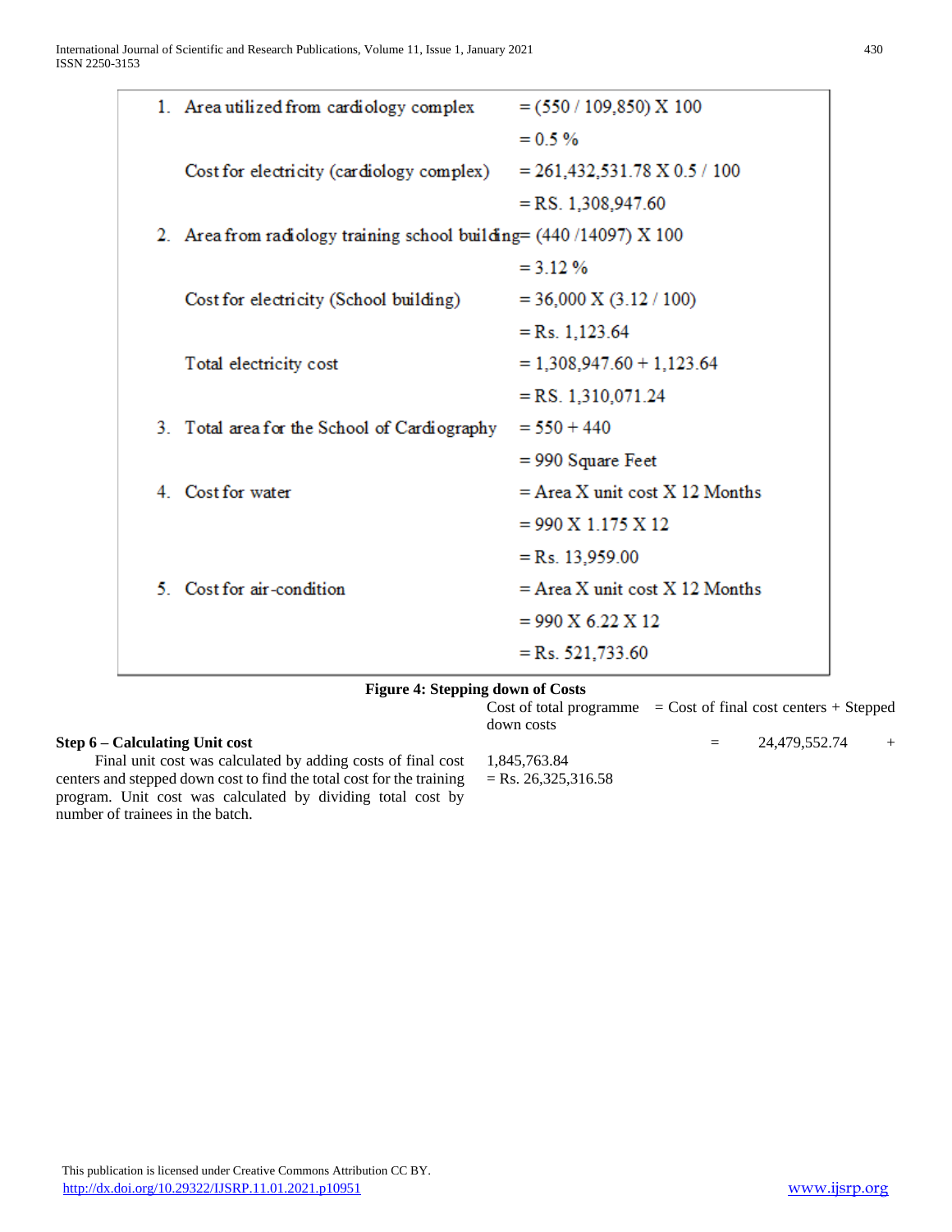1. Area utilized from cardiology complex = (550 / 109,850) X 100

   = 0.5 %

   Cost for electricity (cardiology complex) = 261,432,531.78 X 0.5 / 100

   = RS. 1,308,947.60

2. Area from radiology training school building = (440 /14097) X 100

   = 3.12 %

   Cost for electricity (School building) = 36,000 X (3.12 / 100)

   = Rs. 1,123.64

   Total electricity cost = 1,308,947.60 + 1,123.64

   = RS. 1,310,071.24

3. Total area for the School of Cardiography = 550 + 440

   = 990 Square Feet

4. Cost for water = Area X unit cost X 12 Months

   = 990 X 1.175 X 12

   = Rs. 13,959.00

5. Cost for air-condition = Area X unit cost X 12 Months

   = 990 X 6.22 X 12

   = Rs. 521,733.60

**Figure 4: Stepping down of Costs**

**Step 6 – Calculating Unit cost**

Final unit cost was calculated by adding costs of final cost centers and stepped down cost to find the total cost for the training program. Unit cost was calculated by dividing total cost by number of trainees in the batch.

Cost of total programme = Cost of final cost centers + Stepped down costs

= 24,479,552.74 + 1,845,763.84

= Rs. 26,325,316.58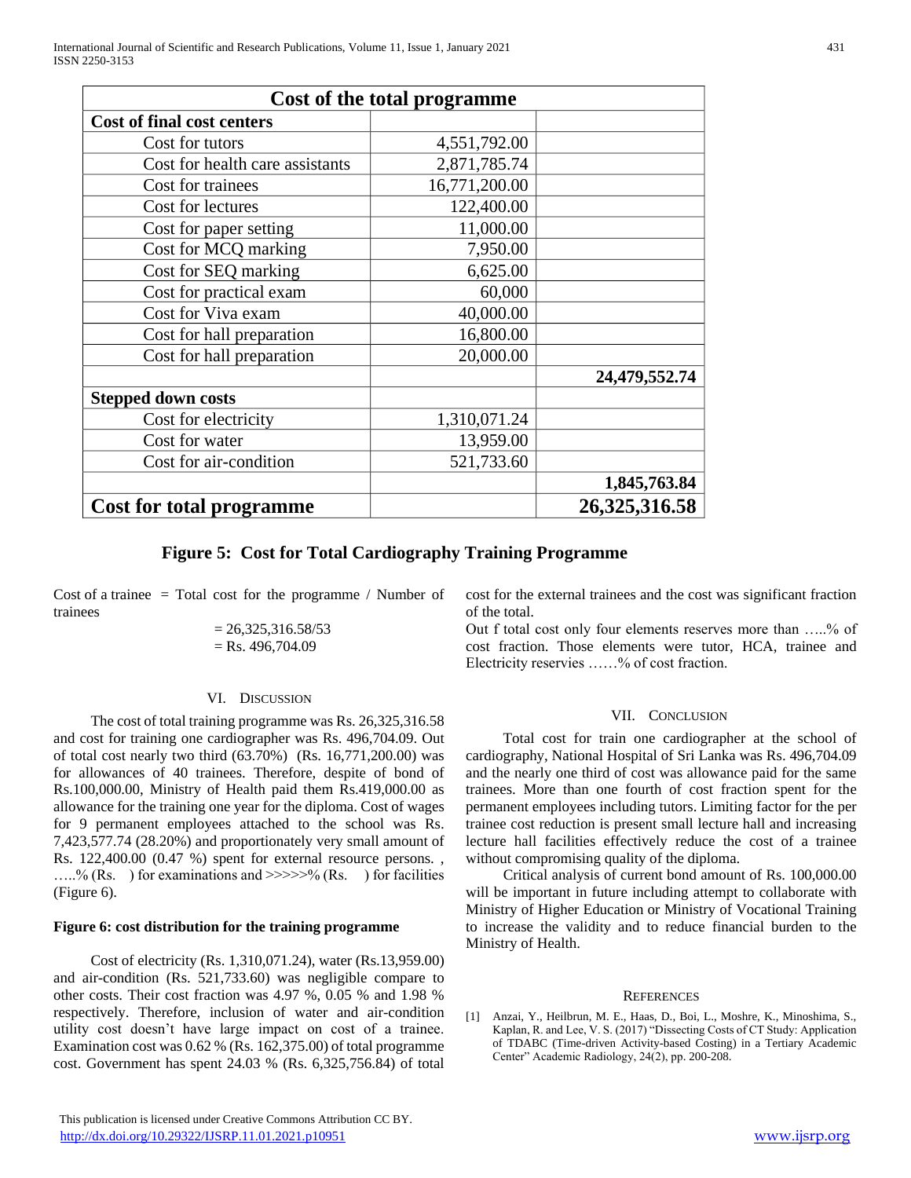| Cost of the total programme | | |
|---|---|---|
| **Cost of final cost centers** | | |
| Cost for tutors | 4,551,792.00 | |
| Cost for health care assistants | 2,871,785.74 | |
| Cost for trainees | 16,771,200.00 | |
| Cost for lectures | 122,400.00 | |
| Cost for paper setting | 11,000.00 | |
| Cost for MCQ marking | 7,950.00 | |
| Cost for SEQ marking | 6,625.00 | |
| Cost for practical exam | 60,000 | |
| Cost for Viva exam | 40,000.00 | |
| Cost for hall preparation | 16,800.00 | |
| Cost for hall preparation | 20,000.00 | |
| | | **24,479,552.74** |
| **Stepped down costs** | | |
| Cost for electricity | 1,310,071.24 | |
| Cost for water | 13,959.00 | |
| Cost for air-condition | 521,733.60 | |
| | | **1,845,763.84** |
| **Cost for total programme** | | **26,325,316.58** |

**Figure 5: Cost for Total Cardiography Training Programme**

Cost of a trainee = Total cost for the programme / Number of trainees

= 26,325,316.58/53

= Rs. 496,704.09

## VI. Discussion

The cost of total training programme was Rs. 26,325,316.58 and cost for training one cardiographer was Rs. 496,704.09. Out of total cost nearly two third (63.70%) (Rs. 16,771,200.00) was for allowances of 40 trainees. Therefore, despite of bond of Rs.100,000.00, Ministry of Health paid them Rs.419,000.00 as allowance for the training one year for the diploma. Cost of wages for 9 permanent employees attached to the school was Rs. 7,423,577.74 (28.20%) and proportionately very small amount of Rs. 122,400.00 (0.47 %) spent for external resource persons. , …..% (Rs. ) for examinations and >>>>>% (Rs. ) for facilities (Figure 6).

**Figure 6: cost distribution for the training programme**

Cost of electricity (Rs. 1,310,071.24), water (Rs.13,959.00) and air-condition (Rs. 521,733.60) was negligible compare to other costs. Their cost fraction was 4.97 %, 0.05 % and 1.98 % respectively. Therefore, inclusion of water and air-condition utility cost doesn't have large impact on cost of a trainee. Examination cost was 0.62 % (Rs. 162,375.00) of total programme cost. Government has spent 24.03 % (Rs. 6,325,756.84) of total cost for the external trainees and the cost was significant fraction of the total.

Out f total cost only four elements reserves more than …..% of cost fraction. Those elements were tutor, HCA, trainee and Electricity reservies ……% of cost fraction.

## VII. Conclusion

Total cost for train one cardiographer at the school of cardiography, National Hospital of Sri Lanka was Rs. 496,704.09 and the nearly one third of cost was allowance paid for the same trainees. More than one fourth of cost fraction spent for the permanent employees including tutors. Limiting factor for the per trainee cost reduction is present small lecture hall and increasing lecture hall facilities effectively reduce the cost of a trainee without compromising quality of the diploma.

Critical analysis of current bond amount of Rs. 100,000.00 will be important in future including attempt to collaborate with Ministry of Higher Education or Ministry of Vocational Training to increase the validity and to reduce financial burden to the Ministry of Health.

## References

[1] Anzai, Y., Heilbrun, M. E., Haas, D., Boi, L., Moshre, K., Minoshima, S., Kaplan, R. and Lee, V. S. (2017) "Dissecting Costs of CT Study: Application of TDABC (Time-driven Activity-based Costing) in a Tertiary Academic Center" Academic Radiology, 24(2), pp. 200-208.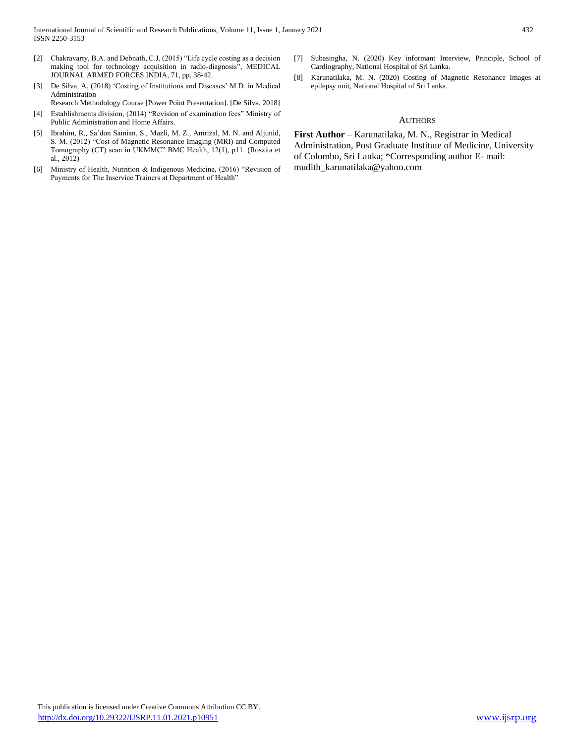[2] Chakravarty, B.A. and Debnath, C.J. (2015) "Life cycle costing as a decision making tool for technology acquisition in radio-diagnosis", MEDICAL JOURNAL ARMED FORCES INDIA, 71, pp. 38-42.

[3] De Silva, A. (2018) 'Costing of Institutions and Diseases' M.D. in Medical Administration
Research Methodology Course [Power Point Presentation]. [De Silva, 2018]

[4] Establishments division, (2014) "Revision of examination fees" Ministry of Public Administration and Home Affairs.

[5] Ibrahim, R., Sa'don Samian, S., Mazli, M. Z., Amrizal, M. N. and Aljunid, S. M. (2012) "Cost of Magnetic Resonance Imaging (MRI) and Computed Tomography (CT) scan in UKMMC" BMC Health, 12(1), p11. (Roszita et al., 2012)

[6] Ministry of Health, Nutrition & Indigenous Medicine, (2016) "Revision of Payments for The Inservice Trainers at Department of Health"

[7] Subasingha, N. (2020) Key informant Interview, Principle, School of Cardiography, National Hospital of Sri Lanka.

[8] Karunatilaka, M. N. (2020) Costing of Magnetic Resonance Images at epilepsy unit, National Hospital of Sri Lanka.

## AUTHORS

**First Author** – Karunatilaka, M. N., Registrar in Medical Administration, Post Graduate Institute of Medicine, University of Colombo, Sri Lanka; *Corresponding author E- mail: mudith_karunatilaka@yahoo.com

This publication is licensed under Creative Commons Attribution CC BY.
http://dx.doi.org/10.29322/IJSRP.11.01.2021.p10951